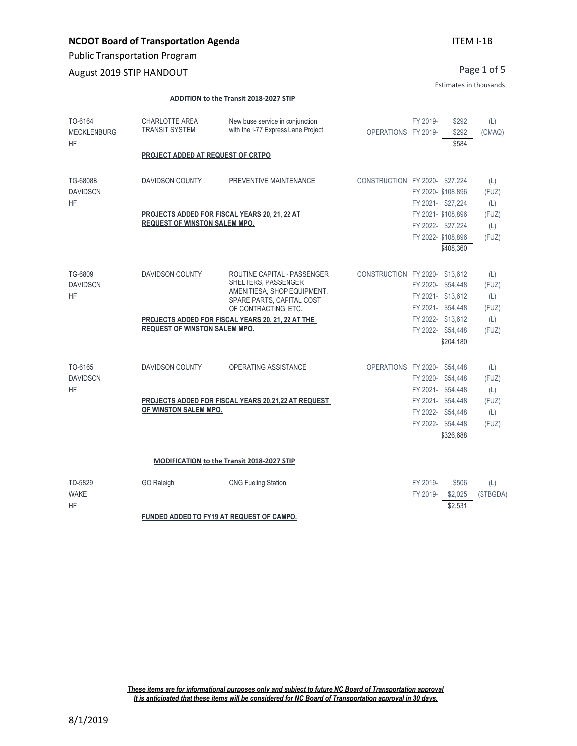# NCDOT Board of Transportation Agenda

ITEM I-1B

Public Transportation Program

August 2019 STIP HANDOUT

Estimates in thousands

**ADDITION to the Transit 2018-2027 STIP**

| | | | | | | |
|---|---|---|---|---|---|---|
| TO-6164<br>MECKLENBURG<br>HF | CHARLOTTE AREA TRANSIT SYSTEM | New buse service in conjunction with the I-77 Express Lane Project | | FY 2019- | $292 | (L) |
| | | | OPERATIONS | FY 2019- | $292 | (CMAQ) |
| | | | | | $584 | |
| | **PROJECT ADDED AT REQUEST OF CRTPO** | | | | | |
| TG-6808B<br>DAVIDSON<br>HF | DAVIDSON COUNTY | PREVENTIVE MAINTENANCE | CONSTRUCTION | FY 2020- | $27,224 | (L) |
| | | | | FY 2020- | $108,896 | (FUZ) |
| | | | | FY 2021- | $27,224 | (L) |
| | **PROJECTS ADDED FOR FISCAL YEARS 20, 21, 22 AT REQUEST OF WINSTON SALEM MPO.** | | | FY 2021- | $108,896 | (FUZ) |
| | | | | FY 2022- | $27,224 | (L) |
| | | | | FY 2022- | $108,896 | (FUZ) |
| | | | | | $408,360 | |
| TG-6809<br>DAVIDSON<br>HF | DAVIDSON COUNTY | ROUTINE CAPITAL - PASSENGER SHELTERS, PASSENGER AMENITIESA, SHOP EQUIPMENT, SPARE PARTS, CAPITAL COST OF CONTRACTING, ETC. | CONSTRUCTION | FY 2020- | $13,612 | (L) |
| | | | | FY 2020- | $54,448 | (FUZ) |
| | | | | FY 2021- | $13,612 | (L) |
| | | | | FY 2021- | $54,448 | (FUZ) |
| | **PROJECTS ADDED FOR FISCAL YEARS 20, 21, 22 AT THE REQUEST OF WINSTON SALEM MPO.** | | | FY 2022- | $13,612 | (L) |
| | | | | FY 2022- | $54,448 | (FUZ) |
| | | | | | $204,180 | |
| TO-6165<br>DAVIDSON<br>HF | DAVIDSON COUNTY | OPERATING ASSISTANCE | OPERATIONS | FY 2020- | $54,448 | (L) |
| | | | | FY 2020- | $54,448 | (FUZ) |
| | | | | FY 2021- | $54,448 | (L) |
| | **PROJECTS ADDED FOR FISCAL YEARS 20,21,22 AT REQUEST OF WINSTON SALEM MPO.** | | | FY 2021- | $54,448 | (FUZ) |
| | | | | FY 2022- | $54,448 | (L) |
| | | | | FY 2022- | $54,448 | (FUZ) |
| | | | | | $326,688 | |

**MODIFICATION to the Transit 2018-2027 STIP**

| | | | | | | |
|---|---|---|---|---|---|---|
| TD-5829<br>WAKE<br>HF | GO Raleigh | CNG Fueling Station | | FY 2019- | $506 | (L) |
| | | | | FY 2019- | $2,025 | (STBGDA) |
| | | | | | $2,531 | |
| | **FUNDED ADDED TO FY19 AT REQUEST OF CAMPO.** | | | | | |

***These items are for informational purposes only and subject to future NC Board of Transportation approval***
***It is anticipated that these items will be considered for NC Board of Transportation approval in 30 days.***

8/1/2019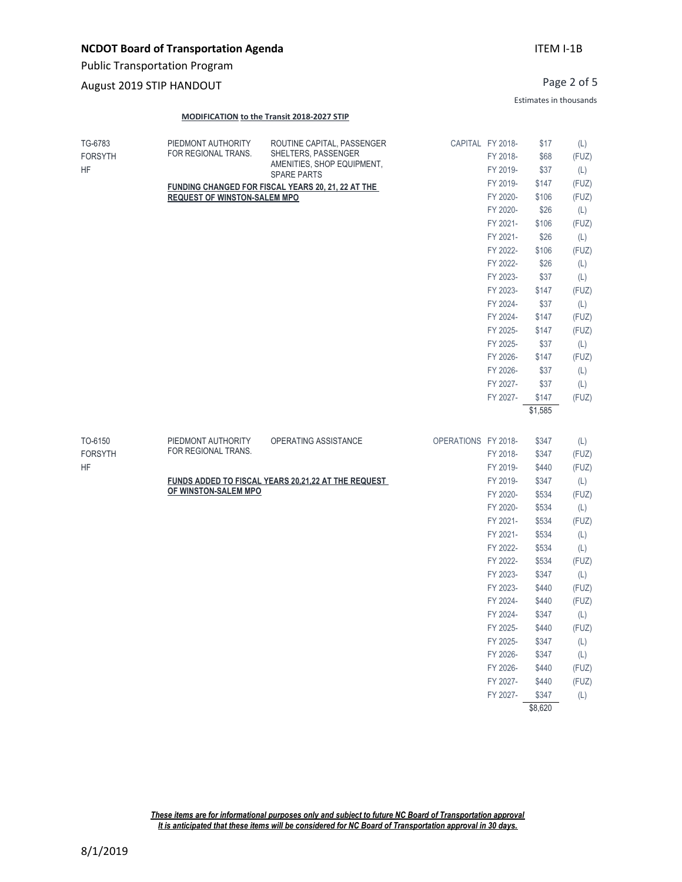**NCDOT Board of Transportation Agenda**

Public Transportation Program

August 2019 STIP HANDOUT

ITEM I-1B

Estimates in thousands

**MODIFICATION to the Transit 2018-2027 STIP**

| | | | | | | |
|---|---|---|---|---|---|---|
| TG-6783<br>FORSYTH<br>HF | PIEDMONT AUTHORITY FOR REGIONAL TRANS.<br><br>**FUNDING CHANGED FOR FISCAL YEARS 20, 21, 22 AT THE REQUEST OF WINSTON-SALEM MPO** | ROUTINE CAPITAL, PASSENGER SHELTERS, PASSENGER AMENITIES, SHOP EQUIPMENT, SPARE PARTS | CAPITAL | FY 2018- | $17 | (L) |
| | | | | FY 2018- | $68 | (FUZ) |
| | | | | FY 2019- | $37 | (L) |
| | | | | FY 2019- | $147 | (FUZ) |
| | | | | FY 2020- | $106 | (FUZ) |
| | | | | FY 2020- | $26 | (L) |
| | | | | FY 2021- | $106 | (FUZ) |
| | | | | FY 2021- | $26 | (L) |
| | | | | FY 2022- | $106 | (FUZ) |
| | | | | FY 2022- | $26 | (L) |
| | | | | FY 2023- | $37 | (L) |
| | | | | FY 2023- | $147 | (FUZ) |
| | | | | FY 2024- | $37 | (L) |
| | | | | FY 2024- | $147 | (FUZ) |
| | | | | FY 2025- | $147 | (FUZ) |
| | | | | FY 2025- | $37 | (L) |
| | | | | FY 2026- | $147 | (FUZ) |
| | | | | FY 2026- | $37 | (L) |
| | | | | FY 2027- | $37 | (L) |
| | | | | FY 2027- | $147 | (FUZ) |
| | | | | | $1,585 | |

| | | | | | | |
|---|---|---|---|---|---|---|
| TO-6150<br>FORSYTH<br>HF | PIEDMONT AUTHORITY FOR REGIONAL TRANS.<br><br>**FUNDS ADDED TO FISCAL YEARS 20,21,22 AT THE REQUEST OF WINSTON-SALEM MPO** | OPERATING ASSISTANCE | OPERATIONS | FY 2018- | $347 | (L) |
| | | | | FY 2018- | $347 | (FUZ) |
| | | | | FY 2019- | $440 | (FUZ) |
| | | | | FY 2019- | $347 | (L) |
| | | | | FY 2020- | $534 | (FUZ) |
| | | | | FY 2020- | $534 | (L) |
| | | | | FY 2021- | $534 | (FUZ) |
| | | | | FY 2021- | $534 | (L) |
| | | | | FY 2022- | $534 | (L) |
| | | | | FY 2022- | $534 | (FUZ) |
| | | | | FY 2023- | $347 | (L) |
| | | | | FY 2023- | $440 | (FUZ) |
| | | | | FY 2024- | $440 | (FUZ) |
| | | | | FY 2024- | $347 | (L) |
| | | | | FY 2025- | $440 | (FUZ) |
| | | | | FY 2025- | $347 | (L) |
| | | | | FY 2026- | $347 | (L) |
| | | | | FY 2026- | $440 | (FUZ) |
| | | | | FY 2027- | $440 | (FUZ) |
| | | | | FY 2027- | $347 | (L) |
| | | | | | $8,620 | |

***These items are for informational purposes only and subject to future NC Board of Transportation approval***
***It is anticipated that these items will be considered for NC Board of Transportation approval in 30 days.***

8/1/2019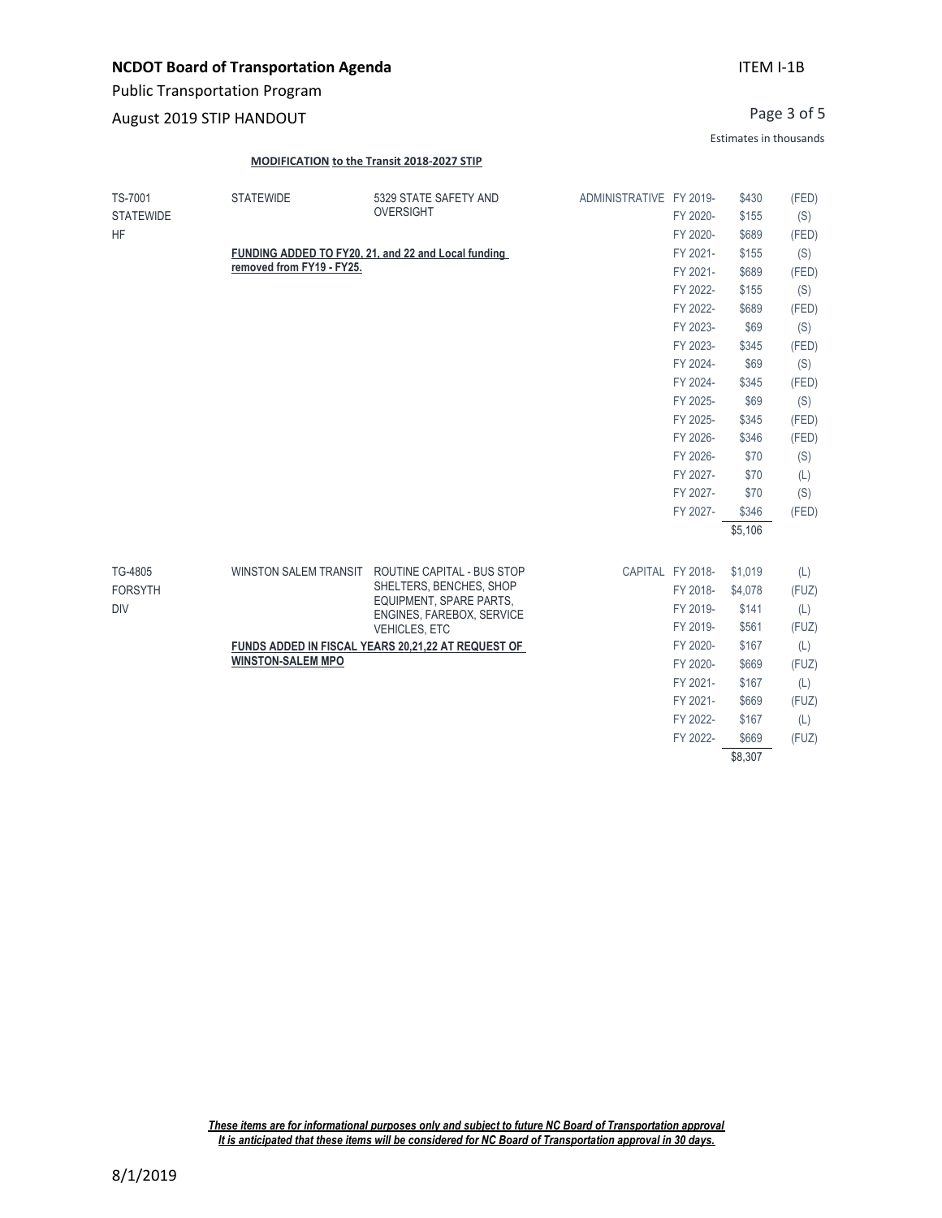**NCDOT Board of Transportation Agenda** ITEM I-1B

Public Transportation Program

August 2019 STIP HANDOUT

Estimates in thousands

**MODIFICATION to the Transit 2018-2027 STIP**

| TS-7001 STATEWIDE HF | STATEWIDE | 5329 STATE SAFETY AND OVERSIGHT | ADMINISTRATIVE | FY 2019- | $430 | (FED) |
|---|---|---|---|---|---|---|
| | | | | FY 2020- | $155 | (S) |
| | | | | FY 2020- | $689 | (FED) |
| | **FUNDING ADDED TO FY20, 21, and 22 and Local funding removed from FY19 - FY25.** | | | FY 2021- | $155 | (S) |
| | | | | FY 2021- | $689 | (FED) |
| | | | | FY 2022- | $155 | (S) |
| | | | | FY 2022- | $689 | (FED) |
| | | | | FY 2023- | $69 | (S) |
| | | | | FY 2023- | $345 | (FED) |
| | | | | FY 2024- | $69 | (S) |
| | | | | FY 2024- | $345 | (FED) |
| | | | | FY 2025- | $69 | (S) |
| | | | | FY 2025- | $345 | (FED) |
| | | | | FY 2026- | $346 | (FED) |
| | | | | FY 2026- | $70 | (S) |
| | | | | FY 2027- | $70 | (L) |
| | | | | FY 2027- | $70 | (S) |
| | | | | FY 2027- | $346 | (FED) |
| | | | | | $5,106 | |

| TG-4805 FORSYTH DIV | WINSTON SALEM TRANSIT | ROUTINE CAPITAL - BUS STOP SHELTERS, BENCHES, SHOP EQUIPMENT, SPARE PARTS, ENGINES, FAREBOX, SERVICE VEHICLES, ETC | CAPITAL | FY 2018- | $1,019 | (L) |
|---|---|---|---|---|---|---|
| | | | | FY 2018- | $4,078 | (FUZ) |
| | | | | FY 2019- | $141 | (L) |
| | | | | FY 2019- | $561 | (FUZ) |
| | **FUNDS ADDED IN FISCAL YEARS 20,21,22 AT REQUEST OF WINSTON-SALEM MPO** | | | FY 2020- | $167 | (L) |
| | | | | FY 2020- | $669 | (FUZ) |
| | | | | FY 2021- | $167 | (L) |
| | | | | FY 2021- | $669 | (FUZ) |
| | | | | FY 2022- | $167 | (L) |
| | | | | FY 2022- | $669 | (FUZ) |
| | | | | | $8,307 | |

***These items are for informational purposes only and subject to future NC Board of Transportation approval***
***It is anticipated that these items will be considered for NC Board of Transportation approval in 30 days.***

8/1/2019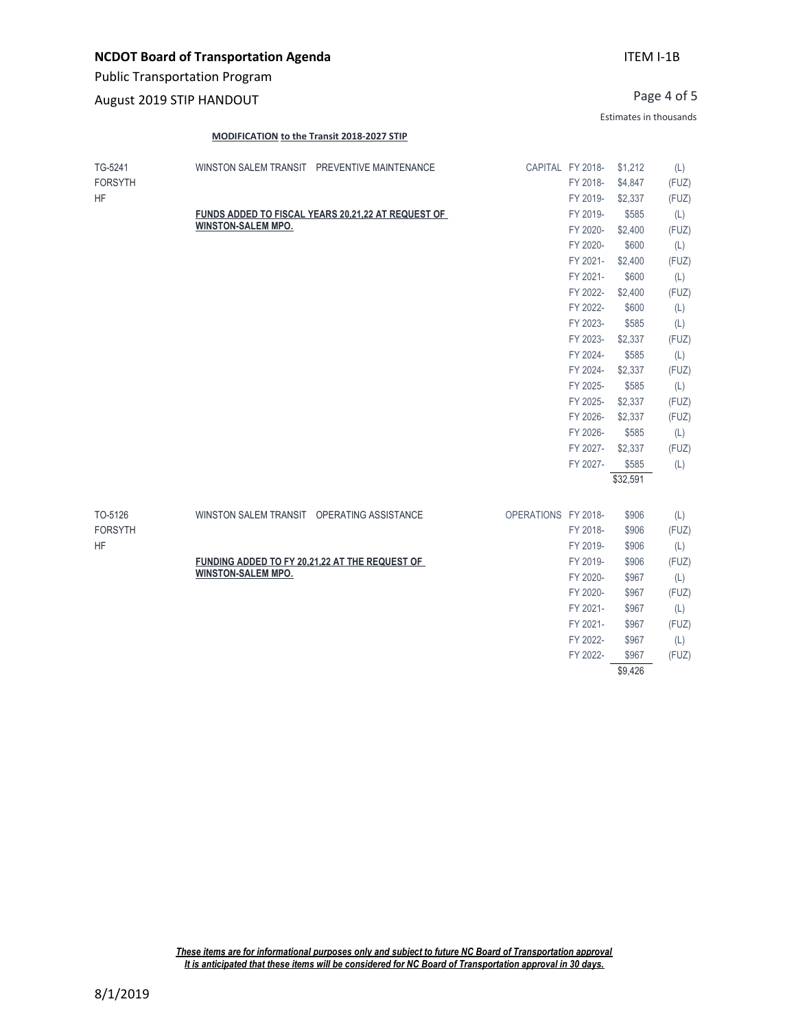Estimates in thousands

**MODIFICATION to the Transit 2018-2027 STIP**

| ID | Description | Category | Fiscal Year | Amount | Fund |
|---|---|---|---|---|---|
| TG-5241<br>FORSYTH<br>HF | WINSTON SALEM TRANSIT PREVENTIVE MAINTENANCE<br><br>**FUNDS ADDED TO FISCAL YEARS 20,21,22 AT REQUEST OF WINSTON-SALEM MPO.** | CAPITAL | FY 2018- | $1,212 | (L) |
| | | | FY 2018- | $4,847 | (FUZ) |
| | | | FY 2019- | $2,337 | (FUZ) |
| | | | FY 2019- | $585 | (L) |
| | | | FY 2020- | $2,400 | (FUZ) |
| | | | FY 2020- | $600 | (L) |
| | | | FY 2021- | $2,400 | (FUZ) |
| | | | FY 2021- | $600 | (L) |
| | | | FY 2022- | $2,400 | (FUZ) |
| | | | FY 2022- | $600 | (L) |
| | | | FY 2023- | $585 | (L) |
| | | | FY 2023- | $2,337 | (FUZ) |
| | | | FY 2024- | $585 | (L) |
| | | | FY 2024- | $2,337 | (FUZ) |
| | | | FY 2025- | $585 | (L) |
| | | | FY 2025- | $2,337 | (FUZ) |
| | | | FY 2026- | $2,337 | (FUZ) |
| | | | FY 2026- | $585 | (L) |
| | | | FY 2027- | $2,337 | (FUZ) |
| | | | FY 2027- | $585 | (L) |
| | | | | $32,591 | |
| TO-5126<br>FORSYTH<br>HF | WINSTON SALEM TRANSIT OPERATING ASSISTANCE<br><br>**FUNDING ADDED TO FY 20,21,22 AT THE REQUEST OF WINSTON-SALEM MPO.** | OPERATIONS | FY 2018- | $906 | (L) |
| | | | FY 2018- | $906 | (FUZ) |
| | | | FY 2019- | $906 | (L) |
| | | | FY 2019- | $906 | (FUZ) |
| | | | FY 2020- | $967 | (L) |
| | | | FY 2020- | $967 | (FUZ) |
| | | | FY 2021- | $967 | (L) |
| | | | FY 2021- | $967 | (FUZ) |
| | | | FY 2022- | $967 | (L) |
| | | | FY 2022- | $967 | (FUZ) |
| | | | | $9,426 | |

***These items are for informational purposes only and subject to future NC Board of Transportation approval***
***It is anticipated that these items will be considered for NC Board of Transportation approval in 30 days.***

8/1/2019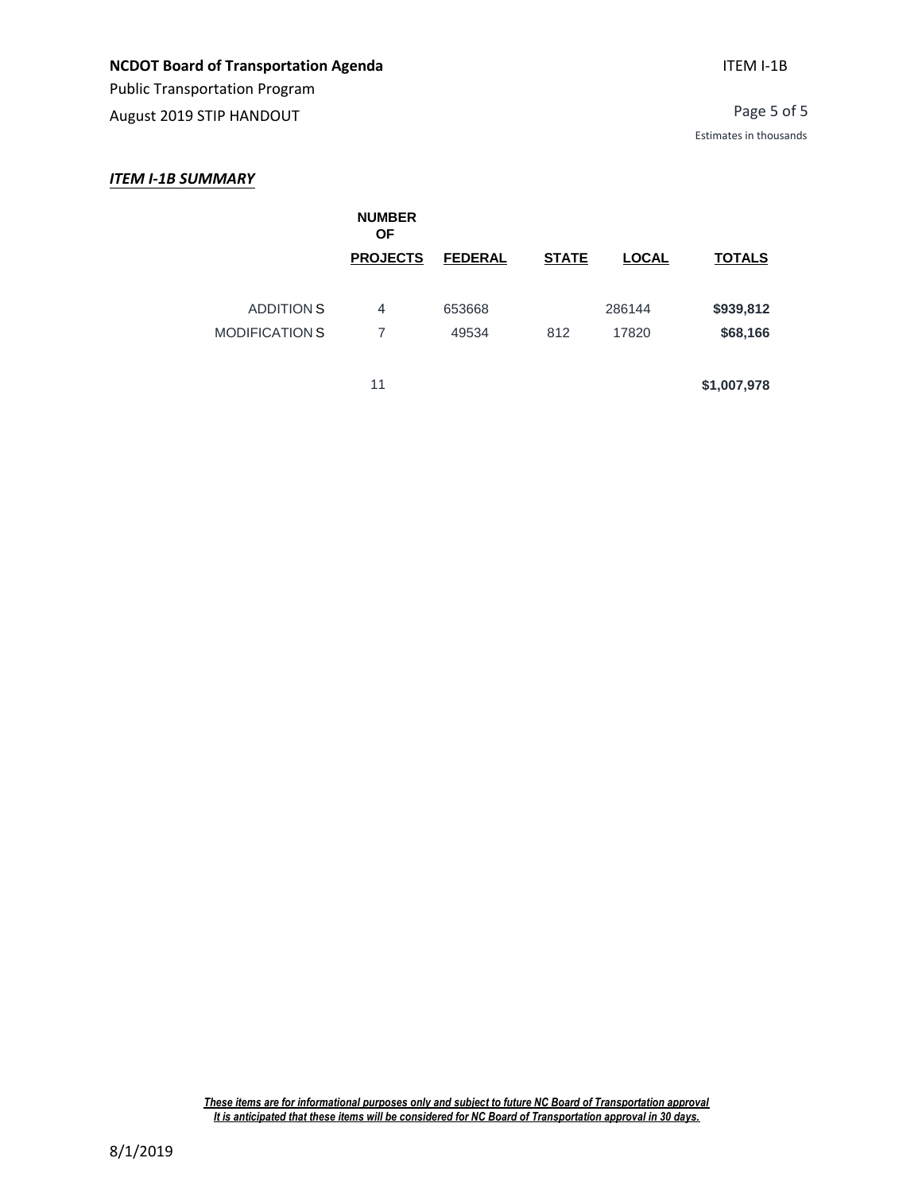**NCDOT Board of Transportation Agenda**

Public Transportation Program

August 2019 STIP HANDOUT

ITEM I-1B

Estimates in thousands

***ITEM I-1B SUMMARY***

| | NUMBER OF PROJECTS | FEDERAL | STATE | LOCAL | TOTALS |
|---|---|---|---|---|---|
| ADDITION S | 4 | 653668 | | 286144 | **$939,812** |
| MODIFICATION S | 7 | 49534 | 812 | 17820 | **$68,166** |
| | 11 | | | | **$1,007,978** |

***These items are for informational purposes only and subject to future NC Board of Transportation approval***
***It is anticipated that these items will be considered for NC Board of Transportation approval in 30 days.***

8/1/2019